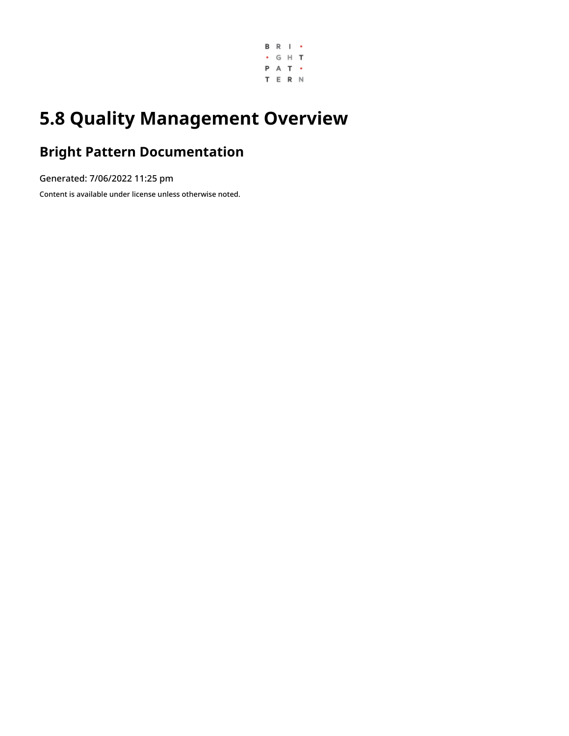# 5.8 Quality Management Overview

## Bright Pattern Documentation

Generated: 7/06/2022 11:25 pm

Content is available under license unless otherwise noted.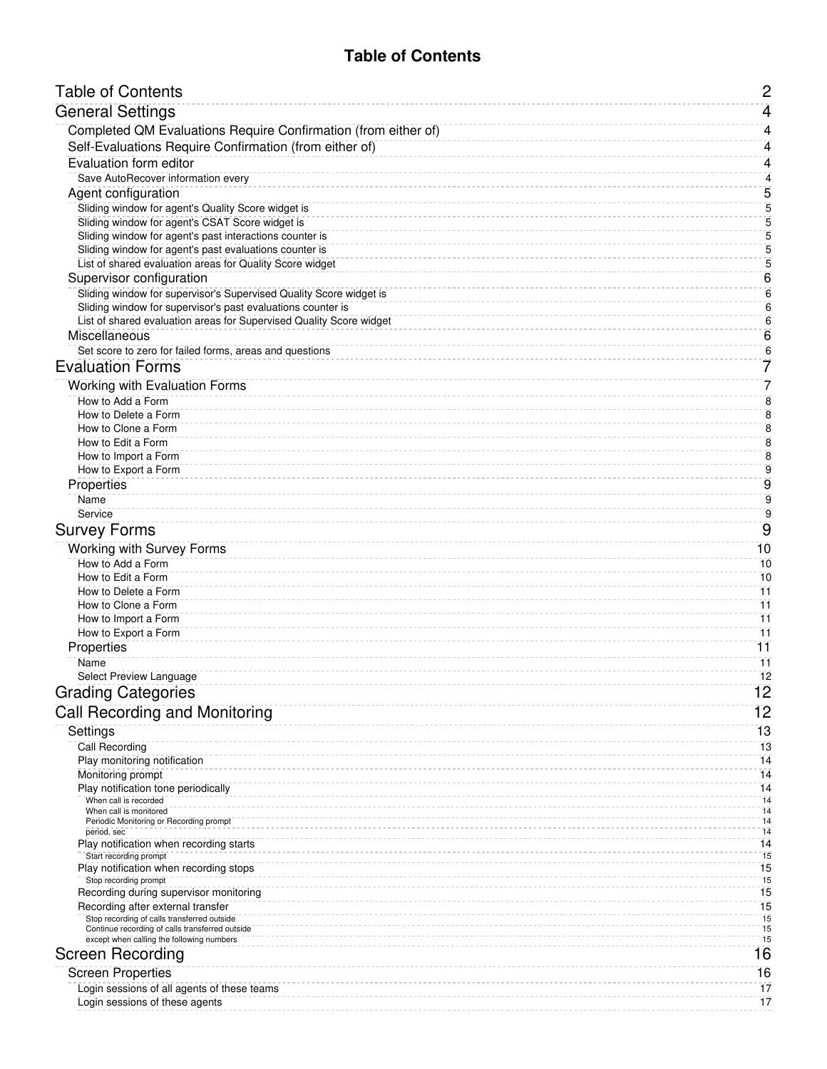# Table of Contents

- Table of Contents ........ 2
- General Settings ........ 4
  - Completed QM Evaluations Require Confirmation (from either of) ........ 4
  - Self-Evaluations Require Confirmation (from either of) ........ 4
  - Evaluation form editor ........ 4
    - Save AutoRecover information every ........ 4
  - Agent configuration ........ 5
    - Sliding window for agent's Quality Score widget is ........ 5
    - Sliding window for agent's CSAT Score widget is ........ 5
    - Sliding window for agent's past interactions counter is ........ 5
    - Sliding window for agent's past evaluations counter is ........ 5
    - List of shared evaluation areas for Quality Score widget ........ 5
  - Supervisor configuration ........ 6
    - Sliding window for supervisor's Supervised Quality Score widget is ........ 6
    - Sliding window for supervisor's past evaluations counter is ........ 6
    - List of shared evaluation areas for Supervised Quality Score widget ........ 6
  - Miscellaneous ........ 6
    - Set score to zero for failed forms, areas and questions ........ 6
- Evaluation Forms ........ 7
  - Working with Evaluation Forms ........ 7
    - How to Add a Form ........ 8
    - How to Delete a Form ........ 8
    - How to Clone a Form ........ 8
    - How to Edit a Form ........ 8
    - How to Import a Form ........ 8
    - How to Export a Form ........ 9
  - Properties ........ 9
    - Name ........ 9
    - Service ........ 9
- Survey Forms ........ 9
  - Working with Survey Forms ........ 10
    - How to Add a Form ........ 10
    - How to Edit a Form ........ 10
    - How to Delete a Form ........ 11
    - How to Clone a Form ........ 11
    - How to Import a Form ........ 11
    - How to Export a Form ........ 11
  - Properties ........ 11
    - Name ........ 11
    - Select Preview Language ........ 12
- Grading Categories ........ 12
- Call Recording and Monitoring ........ 12
  - Settings ........ 13
    - Call Recording ........ 13
    - Play monitoring notification ........ 14
    - Monitoring prompt ........ 14
    - Play notification tone periodically ........ 14
      - When call is recorded ........ 14
      - When call is monitored ........ 14
      - Periodic Monitoring or Recording prompt ........ 14
      - period, sec ........ 14
    - Play notification when recording starts ........ 14
      - Start recording prompt ........ 15
    - Play notification when recording stops ........ 15
      - Stop recording prompt ........ 15
    - Recording during supervisor monitoring ........ 15
    - Recording after external transfer ........ 15
      - Stop recording of calls transferred outside ........ 15
      - Continue recording of calls transferred outside ........ 15
      - except when calling the following numbers ........ 15
- Screen Recording ........ 16
  - Screen Properties ........ 16
    - Login sessions of all agents of these teams ........ 17
    - Login sessions of these agents ........ 17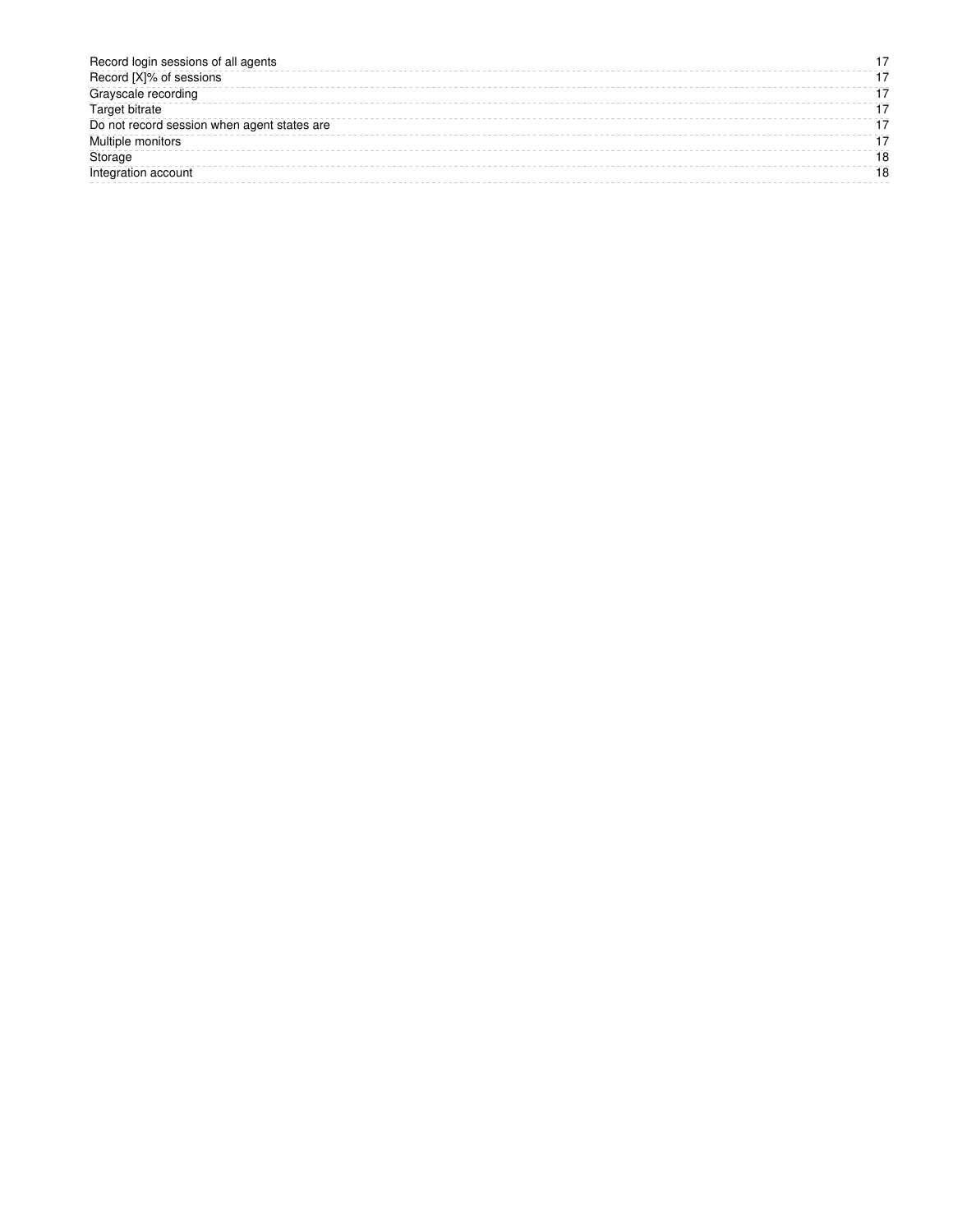| | |
|---|---|
| Record login sessions of all agents | 17 |
| Record [X]% of sessions | 17 |
| Grayscale recording | 17 |
| Target bitrate | 17 |
| Do not record session when agent states are | 17 |
| Multiple monitors | 17 |
| Storage | 18 |
| Integration account | 18 |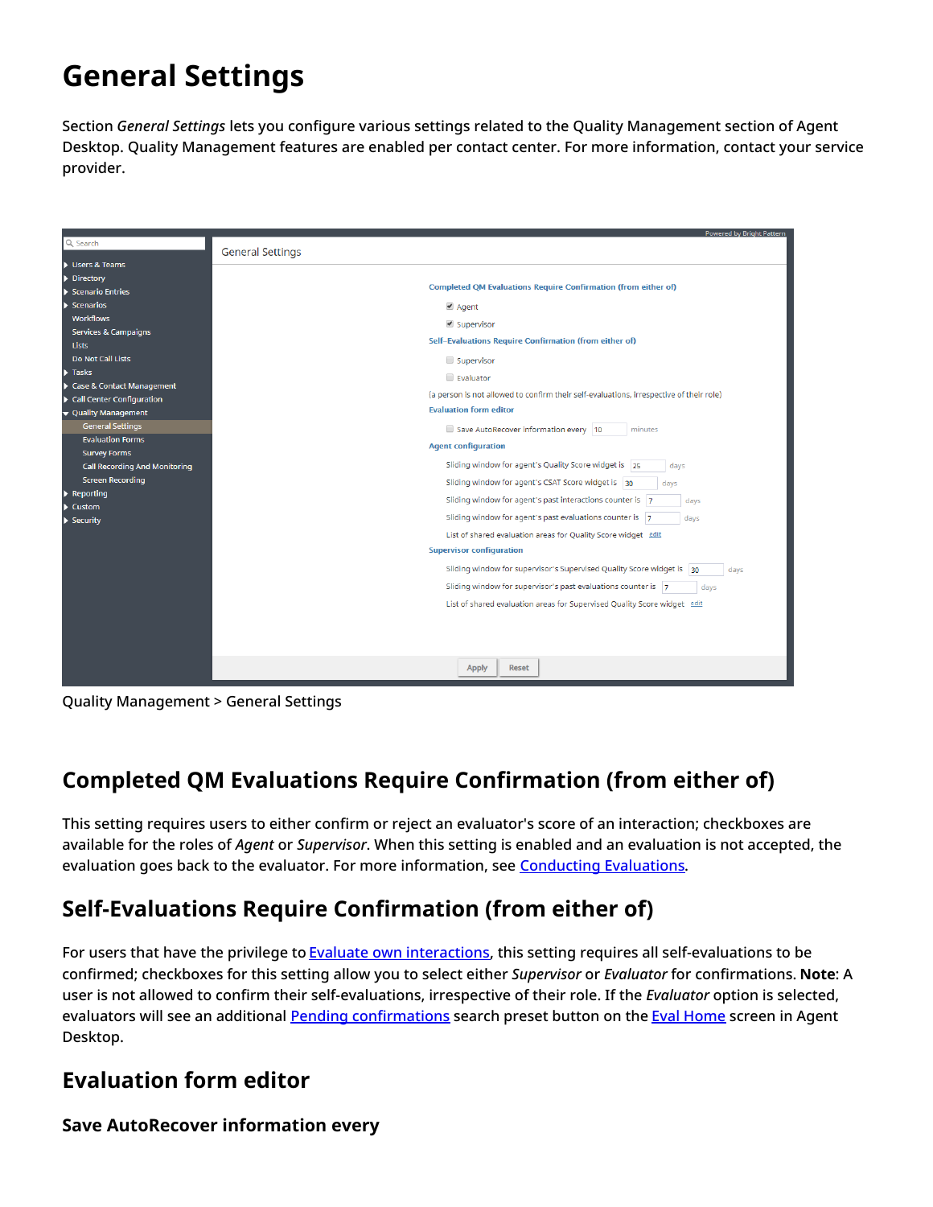# General Settings

Section *General Settings* lets you configure various settings related to the Quality Management section of Agent Desktop. Quality Management features are enabled per contact center. For more information, contact your service provider.

Quality Management > General Settings

## Completed QM Evaluations Require Confirmation (from either of)

This setting requires users to either confirm or reject an evaluator's score of an interaction; checkboxes are available for the roles of *Agent* or *Supervisor*. When this setting is enabled and an evaluation is not accepted, the evaluation goes back to the evaluator. For more information, see Conducting Evaluations.

## Self-Evaluations Require Confirmation (from either of)

For users that have the privilege to Evaluate own interactions, this setting requires all self-evaluations to be confirmed; checkboxes for this setting allow you to select either *Supervisor* or *Evaluator* for confirmations. **Note**: A user is not allowed to confirm their self-evaluations, irrespective of their role. If the *Evaluator* option is selected, evaluators will see an additional Pending confirmations search preset button on the Eval Home screen in Agent Desktop.

## Evaluation form editor

### Save AutoRecover information every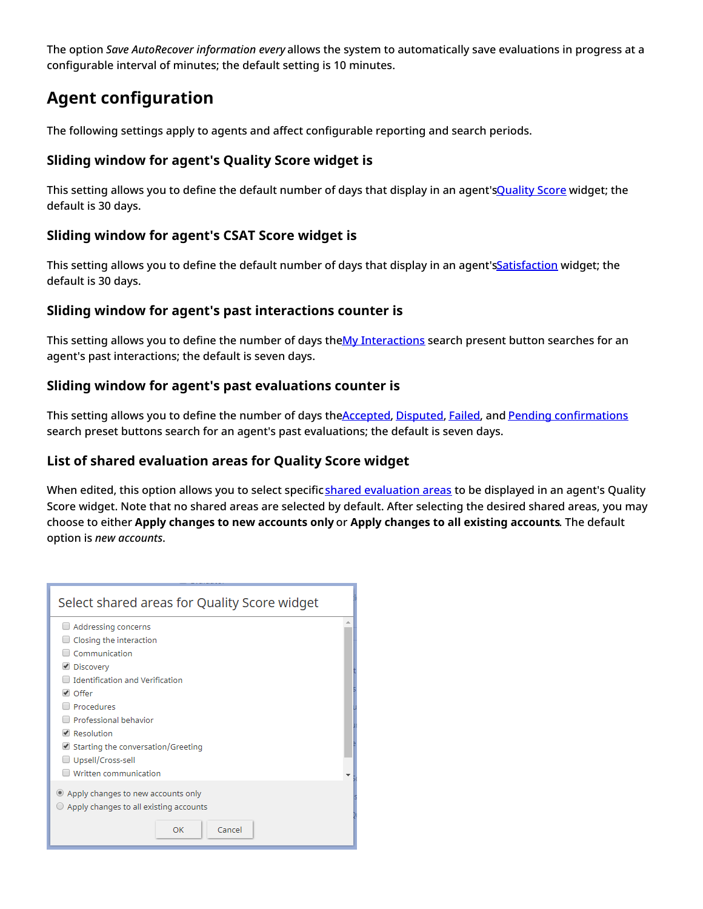The option *Save AutoRecover information every* allows the system to automatically save evaluations in progress at a configurable interval of minutes; the default setting is 10 minutes.

## Agent configuration

The following settings apply to agents and affect configurable reporting and search periods.

### Sliding window for agent's Quality Score widget is

This setting allows you to define the default number of days that display in an agent'sQuality Score widget; the default is 30 days.

### Sliding window for agent's CSAT Score widget is

This setting allows you to define the default number of days that display in an agent'sSatisfaction widget; the default is 30 days.

### Sliding window for agent's past interactions counter is

This setting allows you to define the number of days theMy Interactions search present button searches for an agent's past interactions; the default is seven days.

### Sliding window for agent's past evaluations counter is

This setting allows you to define the number of days theAccepted, Disputed, Failed, and Pending confirmations search preset buttons search for an agent's past evaluations; the default is seven days.

### List of shared evaluation areas for Quality Score widget

When edited, this option allows you to select specific shared evaluation areas to be displayed in an agent's Quality Score widget. Note that no shared areas are selected by default. After selecting the desired shared areas, you may choose to either **Apply changes to new accounts only** or **Apply changes to all existing accounts**. The default option is *new accounts*.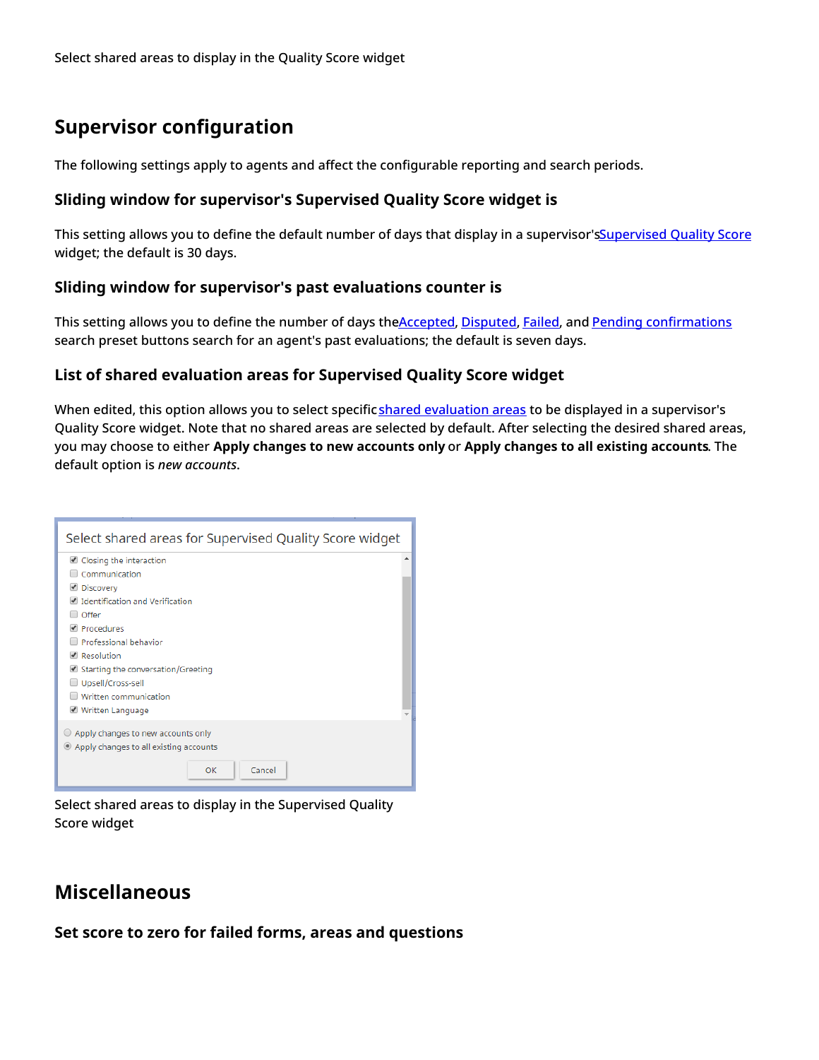Select shared areas to display in the Quality Score widget

## Supervisor configuration

The following settings apply to agents and affect the configurable reporting and search periods.

### Sliding window for supervisor's Supervised Quality Score widget is

This setting allows you to define the default number of days that display in a supervisor's Supervised Quality Score widget; the default is 30 days.

### Sliding window for supervisor's past evaluations counter is

This setting allows you to define the number of days the Accepted, Disputed, Failed, and Pending confirmations search preset buttons search for an agent's past evaluations; the default is seven days.

### List of shared evaluation areas for Supervised Quality Score widget

When edited, this option allows you to select specific shared evaluation areas to be displayed in a supervisor's Quality Score widget. Note that no shared areas are selected by default. After selecting the desired shared areas, you may choose to either **Apply changes to new accounts only** or **Apply changes to all existing accounts**. The default option is *new accounts*.

Select shared areas to display in the Supervised Quality Score widget

## Miscellaneous

### Set score to zero for failed forms, areas and questions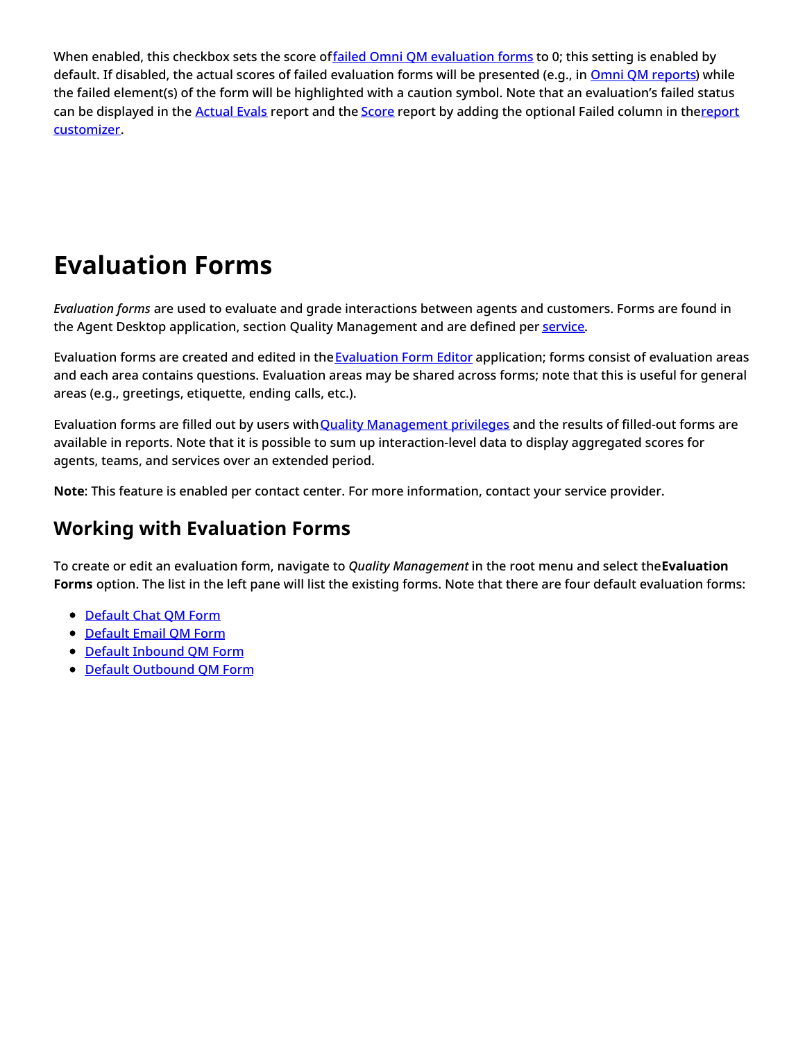When enabled, this checkbox sets the score of failed Omni QM evaluation forms to 0; this setting is enabled by default. If disabled, the actual scores of failed evaluation forms will be presented (e.g., in Omni QM reports) while the failed element(s) of the form will be highlighted with a caution symbol. Note that an evaluation's failed status can be displayed in the Actual Evals report and the Score report by adding the optional Failed column in the report customizer.

# Evaluation Forms

*Evaluation forms* are used to evaluate and grade interactions between agents and customers. Forms are found in the Agent Desktop application, section Quality Management and are defined per service.

Evaluation forms are created and edited in the Evaluation Form Editor application; forms consist of evaluation areas and each area contains questions. Evaluation areas may be shared across forms; note that this is useful for general areas (e.g., greetings, etiquette, ending calls, etc.).

Evaluation forms are filled out by users with Quality Management privileges and the results of filled-out forms are available in reports. Note that it is possible to sum up interaction-level data to display aggregated scores for agents, teams, and services over an extended period.

**Note**: This feature is enabled per contact center. For more information, contact your service provider.

## Working with Evaluation Forms

To create or edit an evaluation form, navigate to *Quality Management* in the root menu and select the **Evaluation Forms** option. The list in the left pane will list the existing forms. Note that there are four default evaluation forms:

- Default Chat QM Form
- Default Email QM Form
- Default Inbound QM Form
- Default Outbound QM Form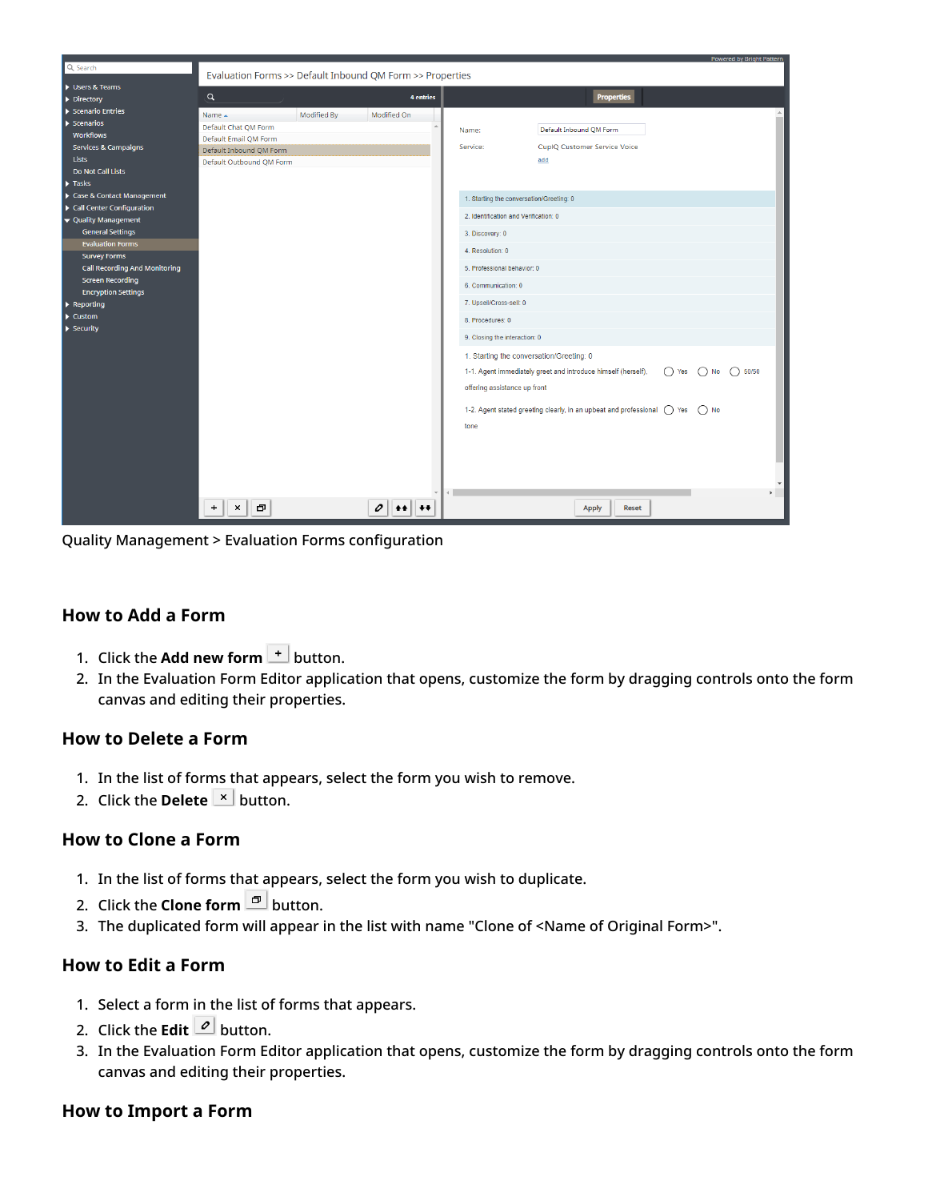Quality Management > Evaluation Forms configuration

## How to Add a Form

1. Click the **Add new form** button.
2. In the Evaluation Form Editor application that opens, customize the form by dragging controls onto the form canvas and editing their properties.

## How to Delete a Form

1. In the list of forms that appears, select the form you wish to remove.
2. Click the **Delete** button.

## How to Clone a Form

1. In the list of forms that appears, select the form you wish to duplicate.
2. Click the **Clone form** button.
3. The duplicated form will appear in the list with name "Clone of <Name of Original Form>".

## How to Edit a Form

1. Select a form in the list of forms that appears.
2. Click the **Edit** button.
3. In the Evaluation Form Editor application that opens, customize the form by dragging controls onto the form canvas and editing their properties.

## How to Import a Form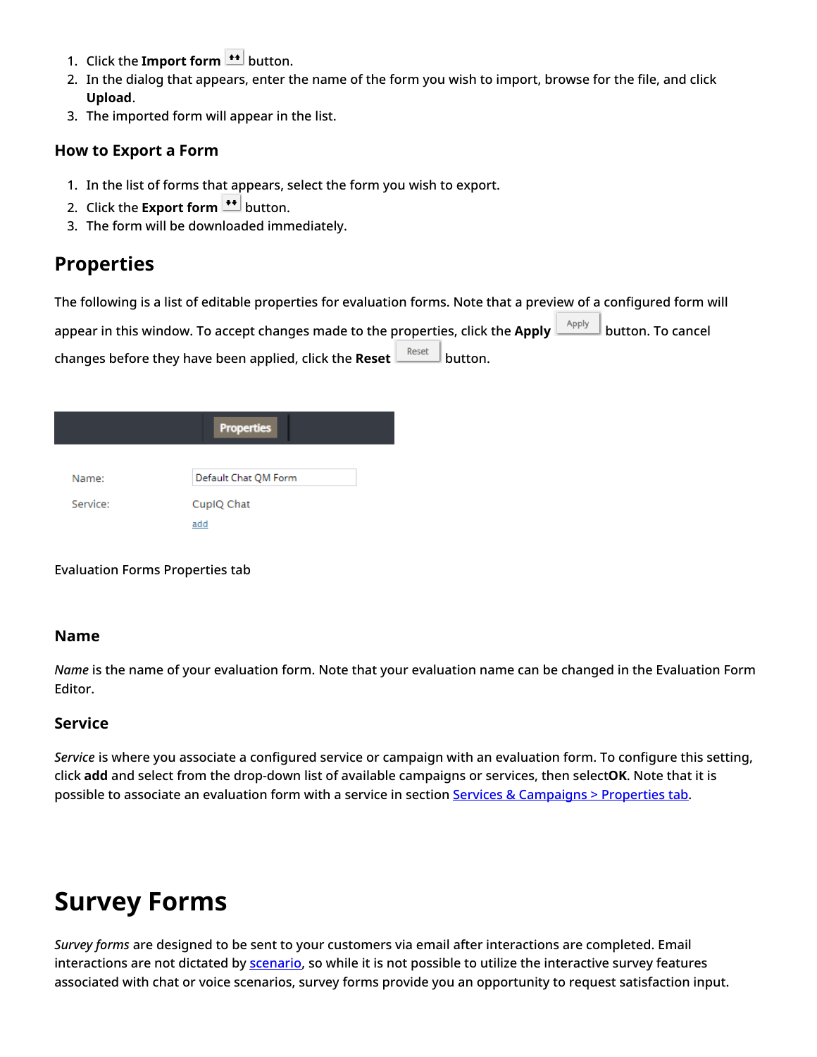1. Click the **Import form** button.
2. In the dialog that appears, enter the name of the form you wish to import, browse for the file, and click **Upload**.
3. The imported form will appear in the list.

### How to Export a Form

1. In the list of forms that appears, select the form you wish to export.
2. Click the **Export form** button.
3. The form will be downloaded immediately.

## Properties

The following is a list of editable properties for evaluation forms. Note that a preview of a configured form will appear in this window. To accept changes made to the properties, click the **Apply** button. To cancel changes before they have been applied, click the **Reset** button.

Evaluation Forms Properties tab

### Name

*Name* is the name of your evaluation form. Note that your evaluation name can be changed in the Evaluation Form Editor.

### Service

*Service* is where you associate a configured service or campaign with an evaluation form. To configure this setting, click **add** and select from the drop-down list of available campaigns or services, then select**OK**. Note that it is possible to associate an evaluation form with a service in section Services & Campaigns > Properties tab.

# Survey Forms

*Survey forms* are designed to be sent to your customers via email after interactions are completed. Email interactions are not dictated by scenario, so while it is not possible to utilize the interactive survey features associated with chat or voice scenarios, survey forms provide you an opportunity to request satisfaction input.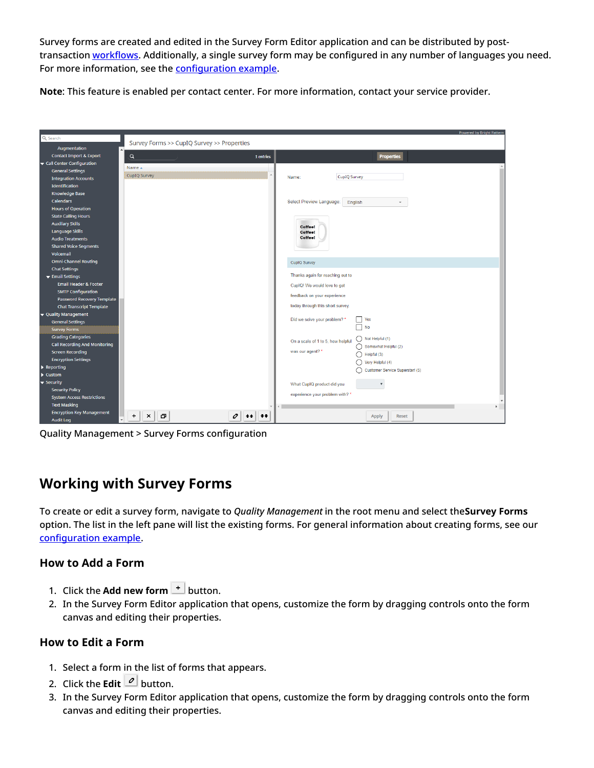Survey forms are created and edited in the Survey Form Editor application and can be distributed by post-transaction workflows. Additionally, a single survey form may be configured in any number of languages you need. For more information, see the configuration example.

**Note**: This feature is enabled per contact center. For more information, contact your service provider.

Quality Management > Survey Forms configuration

## Working with Survey Forms

To create or edit a survey form, navigate to *Quality Management* in the root menu and select the**Survey Forms** option. The list in the left pane will list the existing forms. For general information about creating forms, see our configuration example.

### How to Add a Form

1. Click the **Add new form** button.
2. In the Survey Form Editor application that opens, customize the form by dragging controls onto the form canvas and editing their properties.

### How to Edit a Form

1. Select a form in the list of forms that appears.
2. Click the **Edit** button.
3. In the Survey Form Editor application that opens, customize the form by dragging controls onto the form canvas and editing their properties.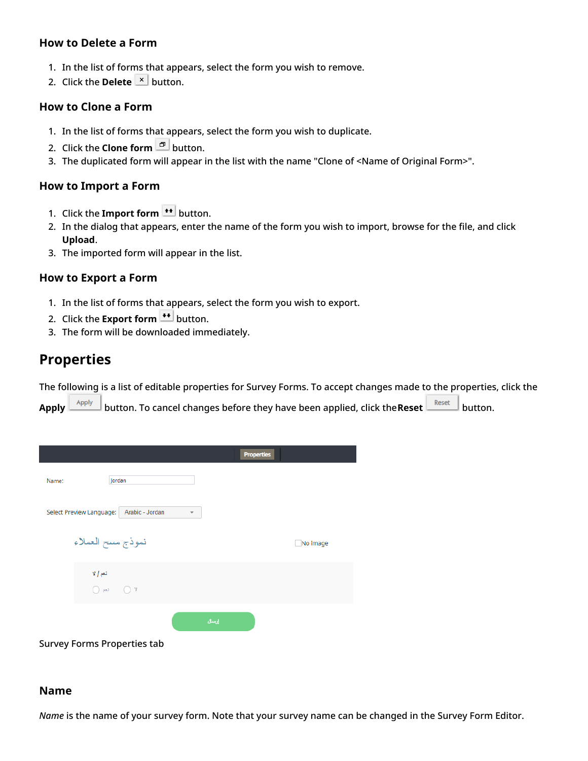### How to Delete a Form

1. In the list of forms that appears, select the form you wish to remove.
2. Click the **Delete** button.

### How to Clone a Form

1. In the list of forms that appears, select the form you wish to duplicate.
2. Click the **Clone form** button.
3. The duplicated form will appear in the list with the name "Clone of <Name of Original Form>".

### How to Import a Form

1. Click the **Import form** button.
2. In the dialog that appears, enter the name of the form you wish to import, browse for the file, and click **Upload**.
3. The imported form will appear in the list.

### How to Export a Form

1. In the list of forms that appears, select the form you wish to export.
2. Click the **Export form** button.
3. The form will be downloaded immediately.

## Properties

The following is a list of editable properties for Survey Forms. To accept changes made to the properties, click the **Apply** button. To cancel changes before they have been applied, click the **Reset** button.

Survey Forms Properties tab

### Name

*Name* is the name of your survey form. Note that your survey name can be changed in the Survey Form Editor.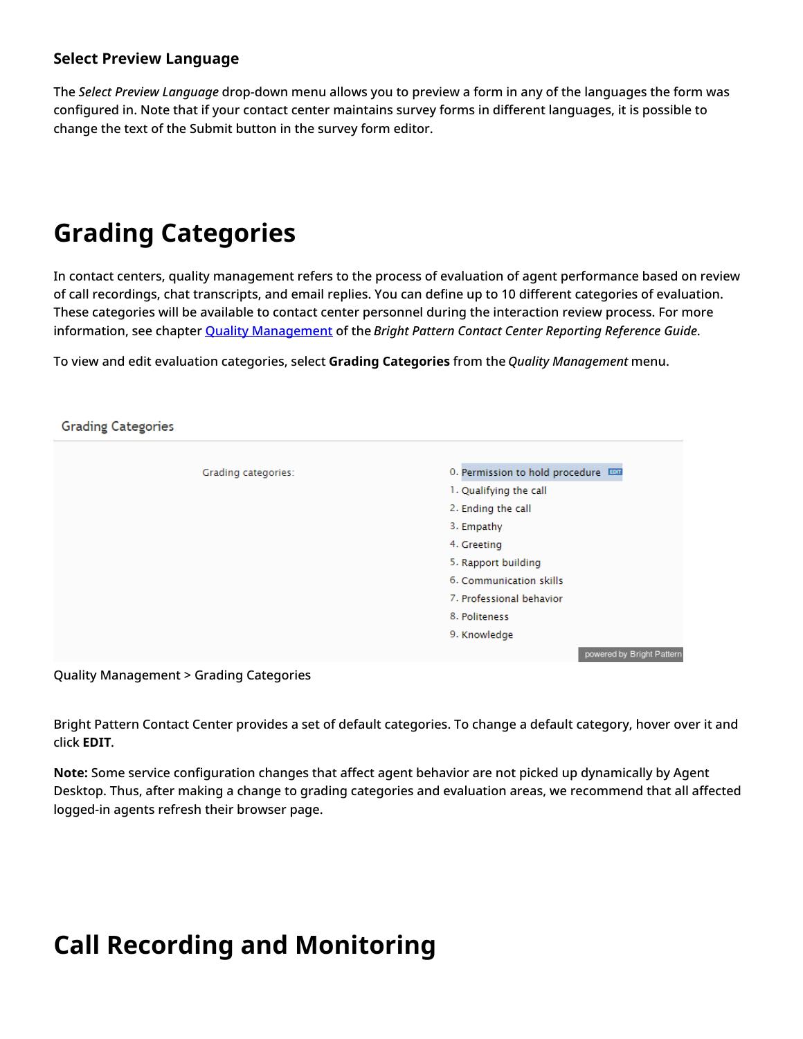### Select Preview Language

The *Select Preview Language* drop-down menu allows you to preview a form in any of the languages the form was configured in. Note that if your contact center maintains survey forms in different languages, it is possible to change the text of the Submit button in the survey form editor.

# Grading Categories

In contact centers, quality management refers to the process of evaluation of agent performance based on review of call recordings, chat transcripts, and email replies. You can define up to 10 different categories of evaluation. These categories will be available to contact center personnel during the interaction review process. For more information, see chapter [Quality Management](#) of the *Bright Pattern Contact Center Reporting Reference Guide*.

To view and edit evaluation categories, select **Grading Categories** from the *Quality Management* menu.

Grading Categories

Grading categories:

0. Permission to hold procedure EDIT
1. Qualifying the call
2. Ending the call
3. Empathy
4. Greeting
5. Rapport building
6. Communication skills
7. Professional behavior
8. Politeness
9. Knowledge

powered by Bright Pattern

Quality Management > Grading Categories

Bright Pattern Contact Center provides a set of default categories. To change a default category, hover over it and click **EDIT**.

**Note:** Some service configuration changes that affect agent behavior are not picked up dynamically by Agent Desktop. Thus, after making a change to grading categories and evaluation areas, we recommend that all affected logged-in agents refresh their browser page.

# Call Recording and Monitoring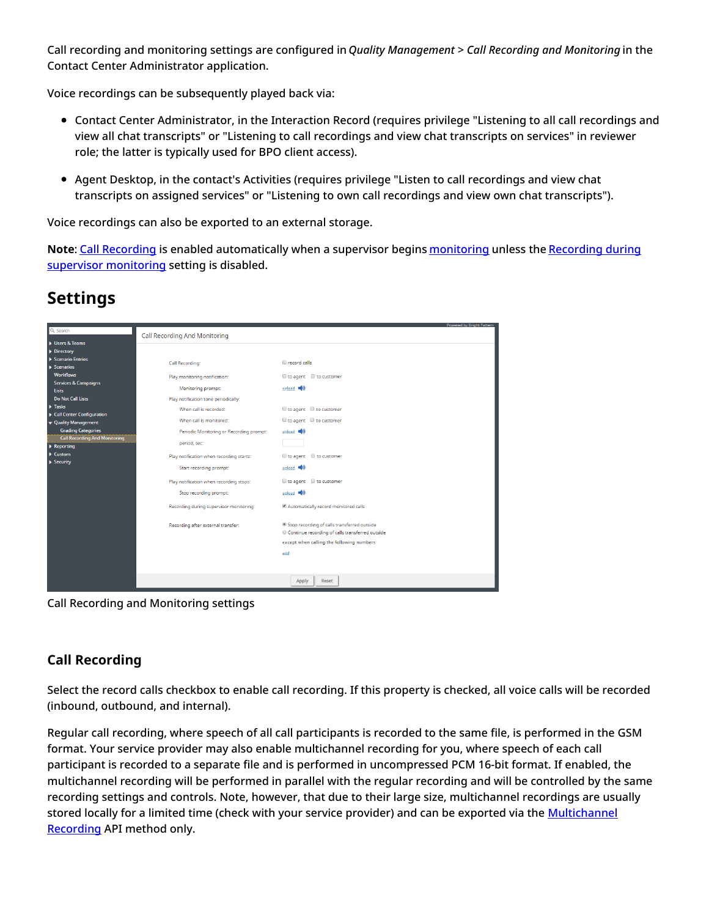Call recording and monitoring settings are configured in *Quality Management* > *Call Recording and Monitoring* in the Contact Center Administrator application.

Voice recordings can be subsequently played back via:

- Contact Center Administrator, in the Interaction Record (requires privilege "Listening to all call recordings and view all chat transcripts" or "Listening to call recordings and view chat transcripts on services" in reviewer role; the latter is typically used for BPO client access).
- Agent Desktop, in the contact's Activities (requires privilege "Listen to call recordings and view chat transcripts on assigned services" or "Listening to own call recordings and view own chat transcripts").

Voice recordings can also be exported to an external storage.

**Note**: Call Recording is enabled automatically when a supervisor begins monitoring unless the Recording during supervisor monitoring setting is disabled.

## Settings

Call Recording and Monitoring settings

### Call Recording

Select the record calls checkbox to enable call recording. If this property is checked, all voice calls will be recorded (inbound, outbound, and internal).

Regular call recording, where speech of all call participants is recorded to the same file, is performed in the GSM format. Your service provider may also enable multichannel recording for you, where speech of each call participant is recorded to a separate file and is performed in uncompressed PCM 16-bit format. If enabled, the multichannel recording will be performed in parallel with the regular recording and will be controlled by the same recording settings and controls. Note, however, that due to their large size, multichannel recordings are usually stored locally for a limited time (check with your service provider) and can be exported via the Multichannel Recording API method only.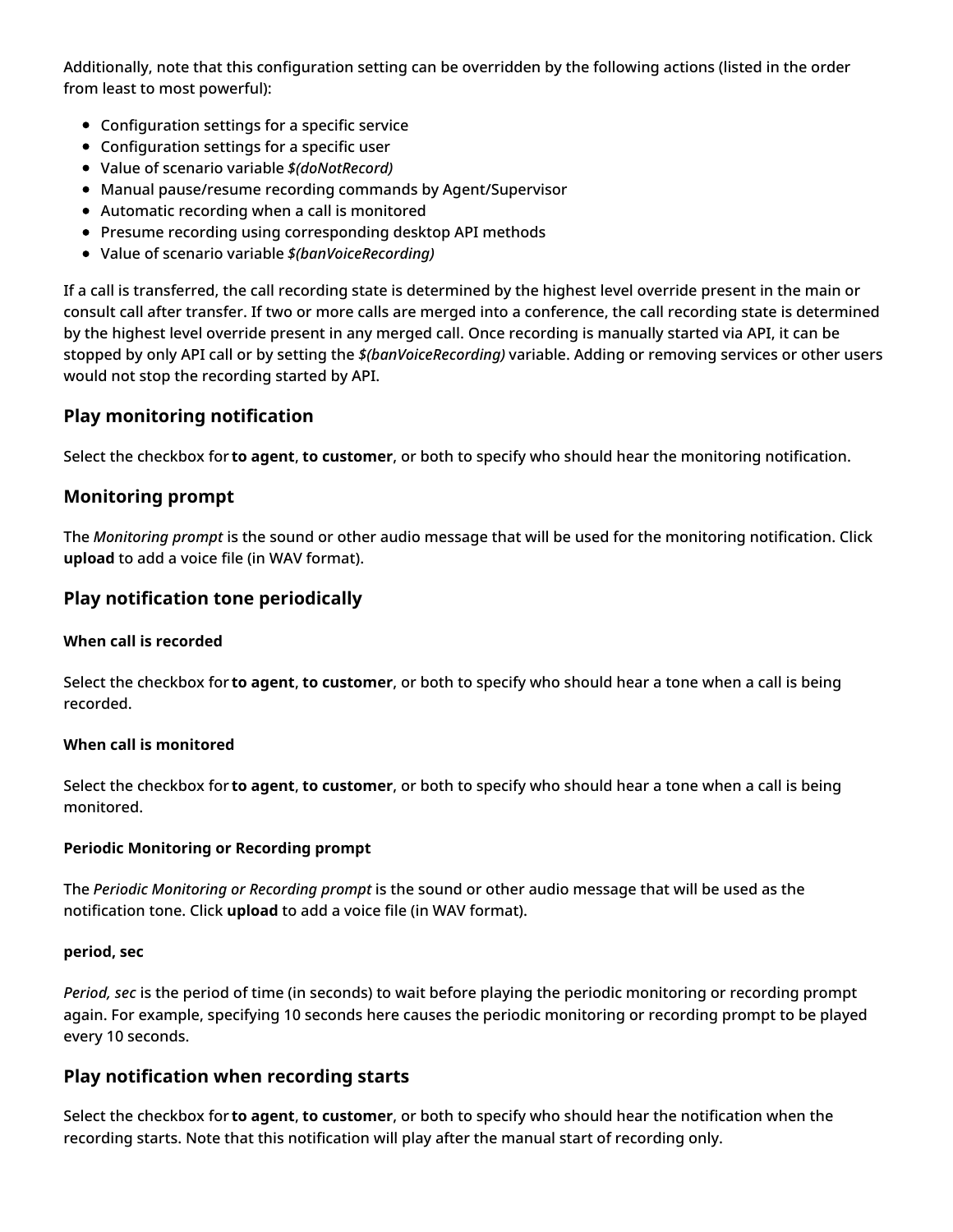Additionally, note that this configuration setting can be overridden by the following actions (listed in the order from least to most powerful):

- Configuration settings for a specific service
- Configuration settings for a specific user
- Value of scenario variable *$(doNotRecord)*
- Manual pause/resume recording commands by Agent/Supervisor
- Automatic recording when a call is monitored
- Presume recording using corresponding desktop API methods
- Value of scenario variable *$(banVoiceRecording)*

If a call is transferred, the call recording state is determined by the highest level override present in the main or consult call after transfer. If two or more calls are merged into a conference, the call recording state is determined by the highest level override present in any merged call. Once recording is manually started via API, it can be stopped by only API call or by setting the *$(banVoiceRecording)* variable. Adding or removing services or other users would not stop the recording started by API.

## Play monitoring notification

Select the checkbox for **to agent**, **to customer**, or both to specify who should hear the monitoring notification.

## Monitoring prompt

The *Monitoring prompt* is the sound or other audio message that will be used for the monitoring notification. Click **upload** to add a voice file (in WAV format).

## Play notification tone periodically

#### When call is recorded

Select the checkbox for **to agent**, **to customer**, or both to specify who should hear a tone when a call is being recorded.

#### When call is monitored

Select the checkbox for **to agent**, **to customer**, or both to specify who should hear a tone when a call is being monitored.

#### Periodic Monitoring or Recording prompt

The *Periodic Monitoring or Recording prompt* is the sound or other audio message that will be used as the notification tone. Click **upload** to add a voice file (in WAV format).

#### period, sec

*Period, sec* is the period of time (in seconds) to wait before playing the periodic monitoring or recording prompt again. For example, specifying 10 seconds here causes the periodic monitoring or recording prompt to be played every 10 seconds.

## Play notification when recording starts

Select the checkbox for **to agent**, **to customer**, or both to specify who should hear the notification when the recording starts. Note that this notification will play after the manual start of recording only.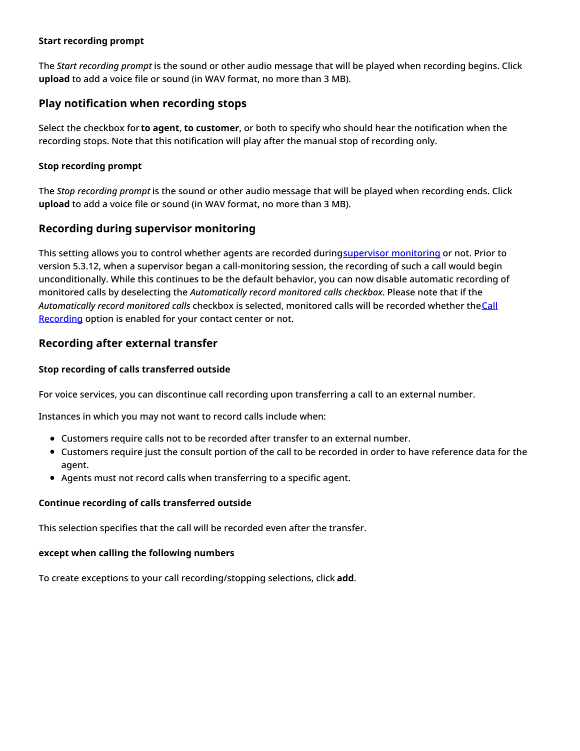#### Start recording prompt

The *Start recording prompt* is the sound or other audio message that will be played when recording begins. Click **upload** to add a voice file or sound (in WAV format, no more than 3 MB).

### Play notification when recording stops

Select the checkbox for **to agent**, **to customer**, or both to specify who should hear the notification when the recording stops. Note that this notification will play after the manual stop of recording only.

#### Stop recording prompt

The *Stop recording prompt* is the sound or other audio message that will be played when recording ends. Click **upload** to add a voice file or sound (in WAV format, no more than 3 MB).

### Recording during supervisor monitoring

This setting allows you to control whether agents are recorded during supervisor monitoring or not. Prior to version 5.3.12, when a supervisor began a call-monitoring session, the recording of such a call would begin unconditionally. While this continues to be the default behavior, you can now disable automatic recording of monitored calls by deselecting the *Automatically record monitored calls checkbox*. Please note that if the *Automatically record monitored calls* checkbox is selected, monitored calls will be recorded whether the Call Recording option is enabled for your contact center or not.

### Recording after external transfer

#### Stop recording of calls transferred outside

For voice services, you can discontinue call recording upon transferring a call to an external number.

Instances in which you may not want to record calls include when:

- Customers require calls not to be recorded after transfer to an external number.
- Customers require just the consult portion of the call to be recorded in order to have reference data for the agent.
- Agents must not record calls when transferring to a specific agent.

#### Continue recording of calls transferred outside

This selection specifies that the call will be recorded even after the transfer.

#### except when calling the following numbers

To create exceptions to your call recording/stopping selections, click **add**.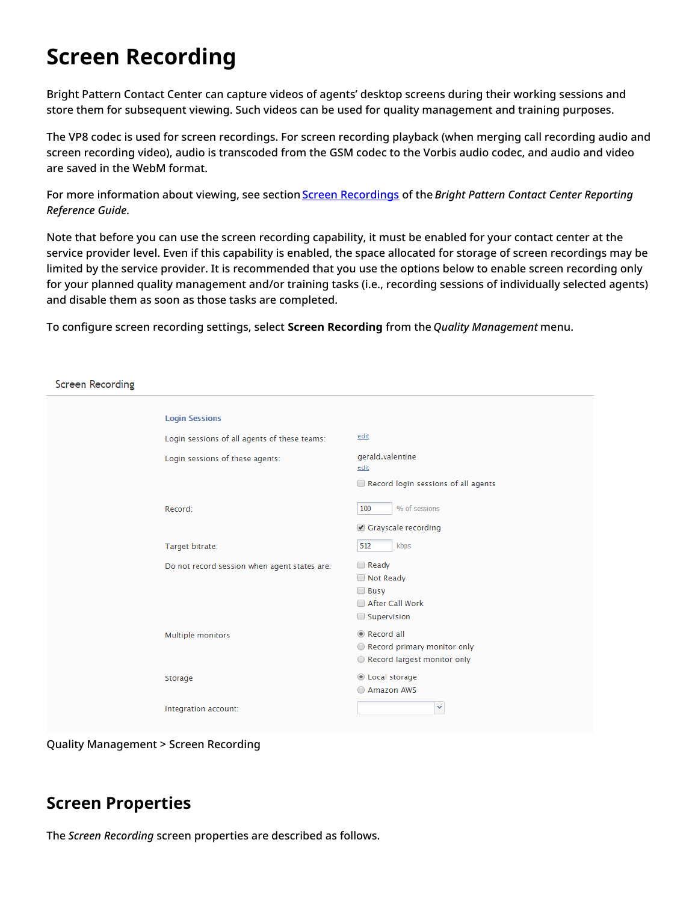# Screen Recording

Bright Pattern Contact Center can capture videos of agents' desktop screens during their working sessions and store them for subsequent viewing. Such videos can be used for quality management and training purposes.

The VP8 codec is used for screen recordings. For screen recording playback (when merging call recording audio and screen recording video), audio is transcoded from the GSM codec to the Vorbis audio codec, and audio and video are saved in the WebM format.

For more information about viewing, see section Screen Recordings of the *Bright Pattern Contact Center Reporting Reference Guide*.

Note that before you can use the screen recording capability, it must be enabled for your contact center at the service provider level. Even if this capability is enabled, the space allocated for storage of screen recordings may be limited by the service provider. It is recommended that you use the options below to enable screen recording only for your planned quality management and/or training tasks (i.e., recording sessions of individually selected agents) and disable them as soon as those tasks are completed.

To configure screen recording settings, select **Screen Recording** from the *Quality Management* menu.

Screen Recording

**Login Sessions**

Login sessions of all agents of these teams: edit

Login sessions of these agents: gerald.valentine edit

☐ Record login sessions of all agents

Record: 100 % of sessions

☑ Grayscale recording

Target bitrate: 512 kbps

Do not record session when agent states are:
- ☐ Ready
- ☐ Not Ready
- ☐ Busy
- ☐ After Call Work
- ☐ Supervision

Multiple monitors
- ◉ Record all
- ○ Record primary monitor only
- ○ Record largest monitor only

Storage
- ◉ Local storage
- ○ Amazon AWS

Integration account:

Quality Management > Screen Recording

## Screen Properties

The *Screen Recording* screen properties are described as follows.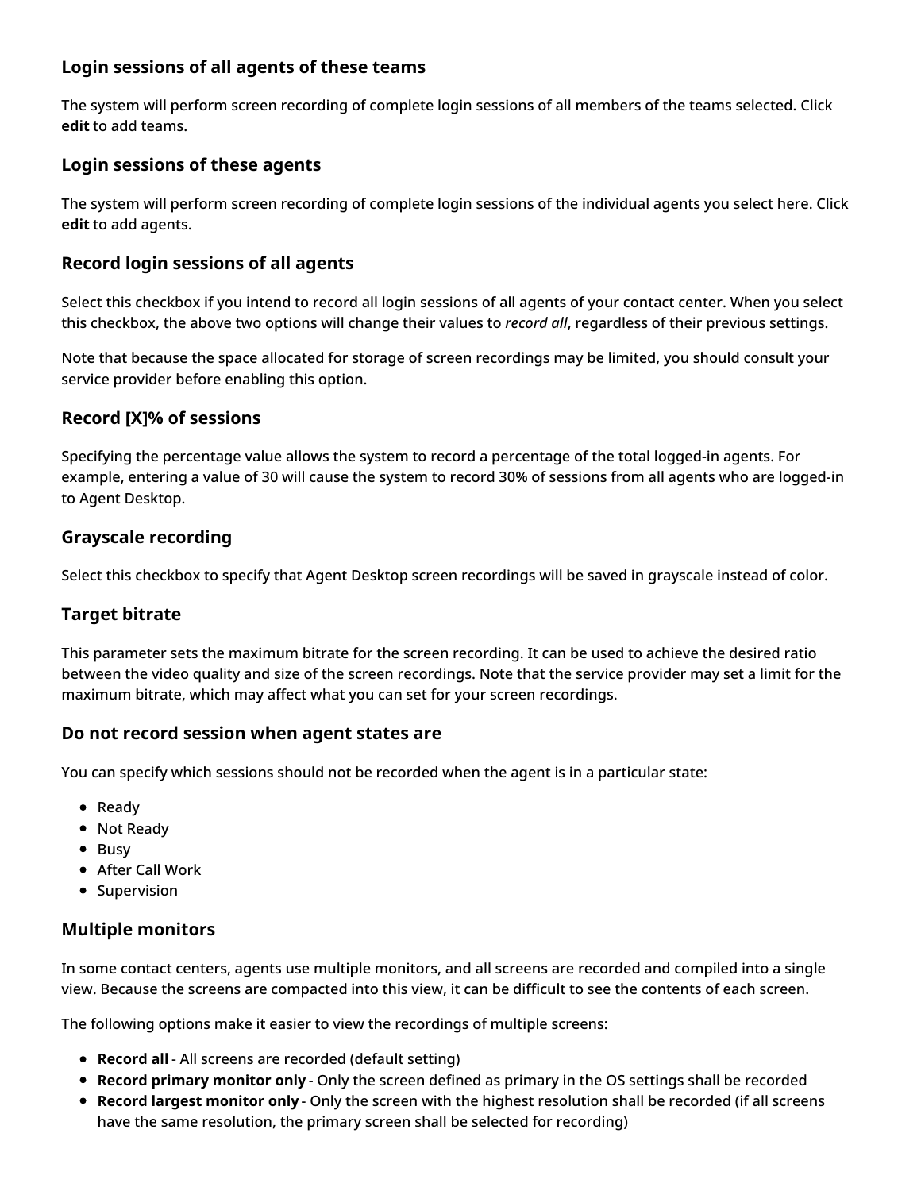### Login sessions of all agents of these teams

The system will perform screen recording of complete login sessions of all members of the teams selected. Click **edit** to add teams.

### Login sessions of these agents

The system will perform screen recording of complete login sessions of the individual agents you select here. Click **edit** to add agents.

### Record login sessions of all agents

Select this checkbox if you intend to record all login sessions of all agents of your contact center. When you select this checkbox, the above two options will change their values to *record all*, regardless of their previous settings.

Note that because the space allocated for storage of screen recordings may be limited, you should consult your service provider before enabling this option.

### Record [X]% of sessions

Specifying the percentage value allows the system to record a percentage of the total logged-in agents. For example, entering a value of 30 will cause the system to record 30% of sessions from all agents who are logged-in to Agent Desktop.

### Grayscale recording

Select this checkbox to specify that Agent Desktop screen recordings will be saved in grayscale instead of color.

### Target bitrate

This parameter sets the maximum bitrate for the screen recording. It can be used to achieve the desired ratio between the video quality and size of the screen recordings. Note that the service provider may set a limit for the maximum bitrate, which may affect what you can set for your screen recordings.

### Do not record session when agent states are

You can specify which sessions should not be recorded when the agent is in a particular state:

- Ready
- Not Ready
- Busy
- After Call Work
- Supervision

### Multiple monitors

In some contact centers, agents use multiple monitors, and all screens are recorded and compiled into a single view. Because the screens are compacted into this view, it can be difficult to see the contents of each screen.

The following options make it easier to view the recordings of multiple screens:

- **Record all** - All screens are recorded (default setting)
- **Record primary monitor only** - Only the screen defined as primary in the OS settings shall be recorded
- **Record largest monitor only** - Only the screen with the highest resolution shall be recorded (if all screens have the same resolution, the primary screen shall be selected for recording)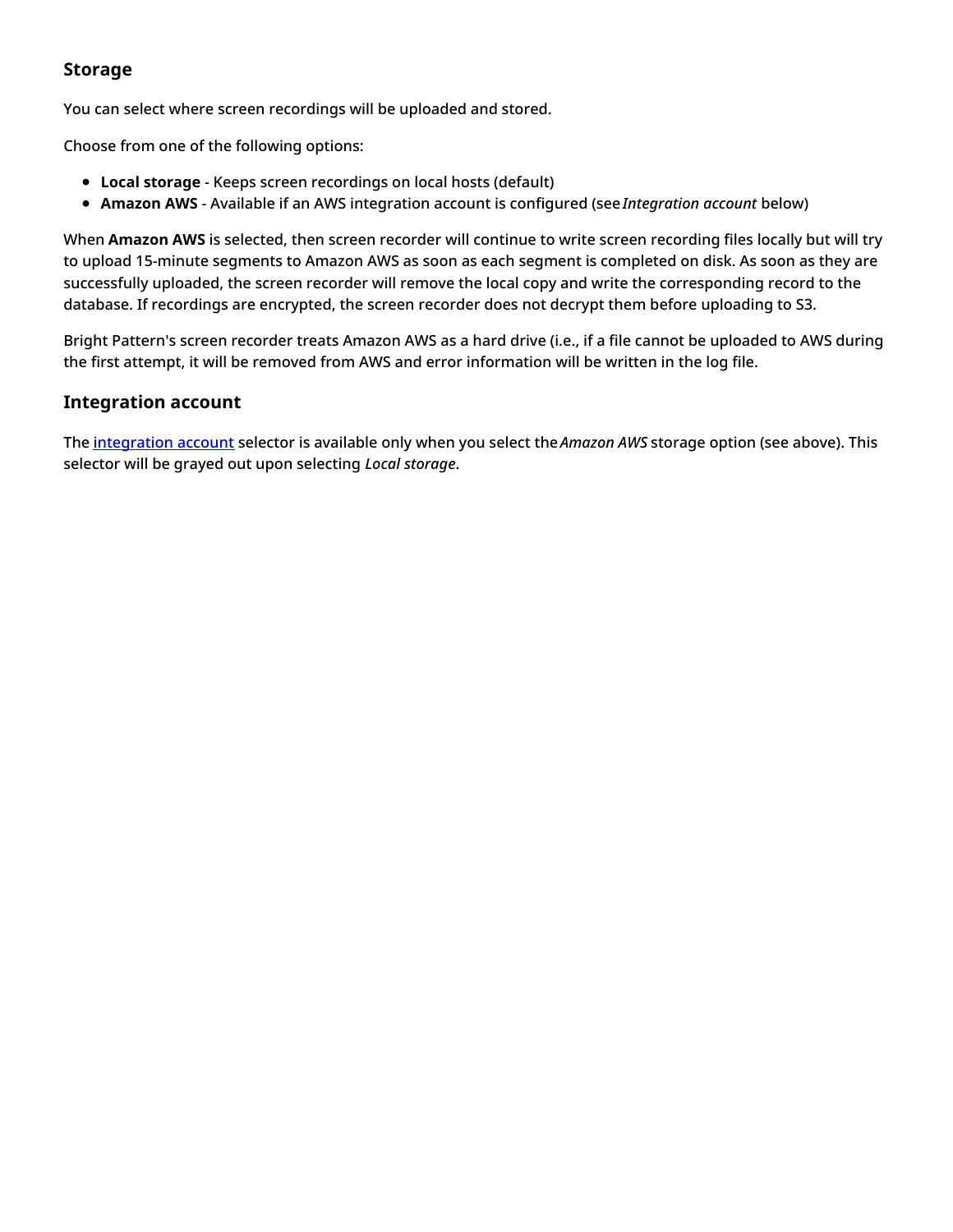### Storage

You can select where screen recordings will be uploaded and stored.

Choose from one of the following options:

- **Local storage** - Keeps screen recordings on local hosts (default)
- **Amazon AWS** - Available if an AWS integration account is configured (see *Integration account* below)

When **Amazon AWS** is selected, then screen recorder will continue to write screen recording files locally but will try to upload 15-minute segments to Amazon AWS as soon as each segment is completed on disk. As soon as they are successfully uploaded, the screen recorder will remove the local copy and write the corresponding record to the database. If recordings are encrypted, the screen recorder does not decrypt them before uploading to S3.

Bright Pattern's screen recorder treats Amazon AWS as a hard drive (i.e., if a file cannot be uploaded to AWS during the first attempt, it will be removed from AWS and error information will be written in the log file.

### Integration account

The integration account selector is available only when you select the *Amazon AWS* storage option (see above). This selector will be grayed out upon selecting *Local storage*.